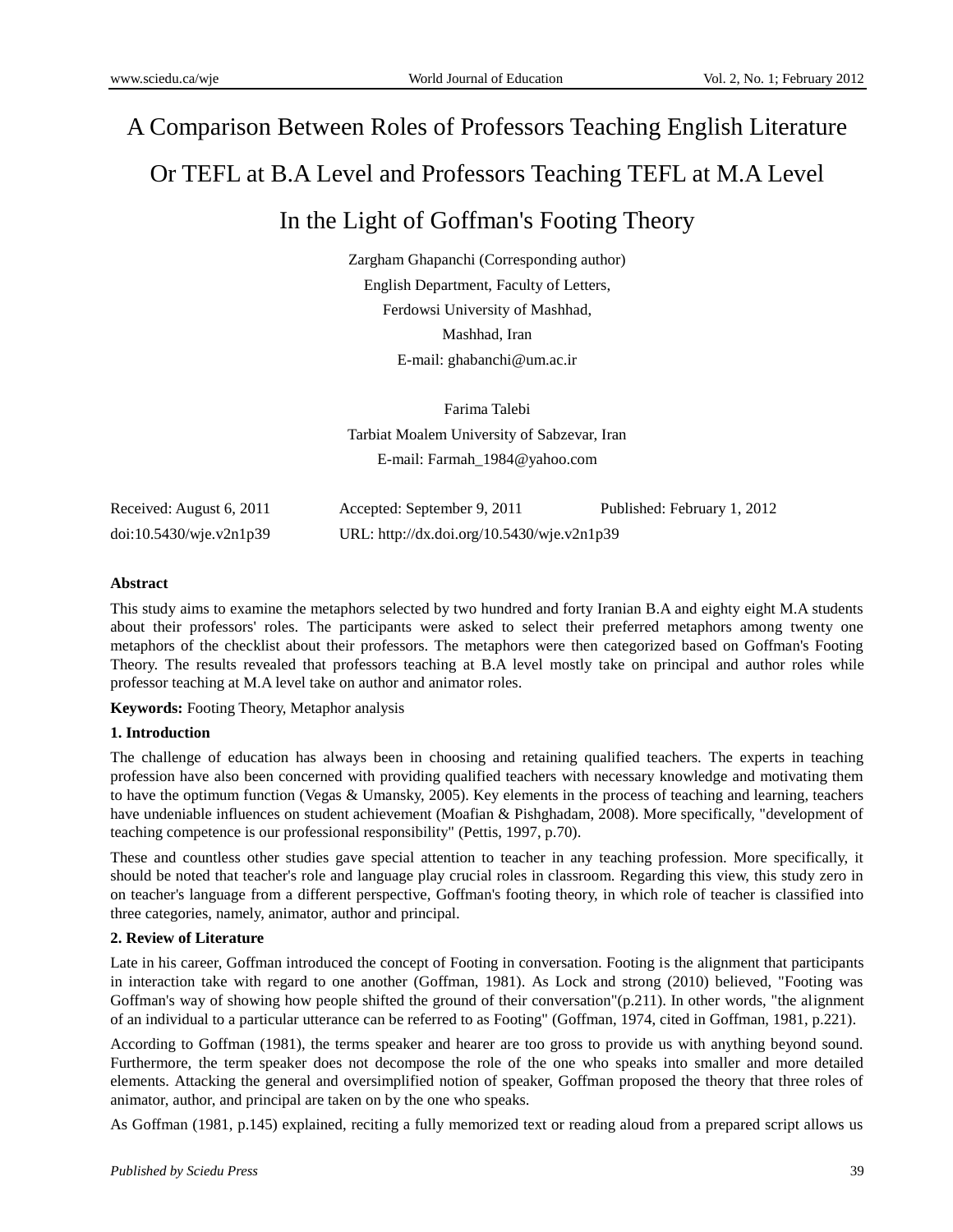# A Comparison Between Roles of Professors Teaching English Literature Or TEFL at B.A Level and Professors Teaching TEFL at M.A Level In the Light of Goffman's Footing Theory

Zargham Ghapanchi (Corresponding author)
English Department, Faculty of Letters,
Ferdowsi University of Mashhad,
Mashhad, Iran
E-mail: ghabanchi@um.ac.ir

Farima Talebi
Tarbiat Moalem University of Sabzevar, Iran
E-mail: Farmah_1984@yahoo.com

Received: August 6, 2011    Accepted: September 9, 2011    Published: February 1, 2012
doi:10.5430/wje.v2n1p39    URL: http://dx.doi.org/10.5430/wje.v2n1p39

**Abstract**

This study aims to examine the metaphors selected by two hundred and forty Iranian B.A and eighty eight M.A students about their professors' roles. The participants were asked to select their preferred metaphors among twenty one metaphors of the checklist about their professors. The metaphors were then categorized based on Goffman's Footing Theory. The results revealed that professors teaching at B.A level mostly take on principal and author roles while professor teaching at M.A level take on author and animator roles.

**Keywords:** Footing Theory, Metaphor analysis

**1. Introduction**

The challenge of education has always been in choosing and retaining qualified teachers. The experts in teaching profession have also been concerned with providing qualified teachers with necessary knowledge and motivating them to have the optimum function (Vegas & Umansky, 2005). Key elements in the process of teaching and learning, teachers have undeniable influences on student achievement (Moafian & Pishghadam, 2008). More specifically, "development of teaching competence is our professional responsibility" (Pettis, 1997, p.70).

These and countless other studies gave special attention to teacher in any teaching profession. More specifically, it should be noted that teacher's role and language play crucial roles in classroom. Regarding this view, this study zero in on teacher's language from a different perspective, Goffman's footing theory, in which role of teacher is classified into three categories, namely, animator, author and principal.

**2. Review of Literature**

Late in his career, Goffman introduced the concept of Footing in conversation. Footing is the alignment that participants in interaction take with regard to one another (Goffman, 1981). As Lock and strong (2010) believed, "Footing was Goffman's way of showing how people shifted the ground of their conversation"(p.211). In other words, "the alignment of an individual to a particular utterance can be referred to as Footing" (Goffman, 1974, cited in Goffman, 1981, p.221).

According to Goffman (1981), the terms speaker and hearer are too gross to provide us with anything beyond sound. Furthermore, the term speaker does not decompose the role of the one who speaks into smaller and more detailed elements. Attacking the general and oversimplified notion of speaker, Goffman proposed the theory that three roles of animator, author, and principal are taken on by the one who speaks.

As Goffman (1981, p.145) explained, reciting a fully memorized text or reading aloud from a prepared script allows us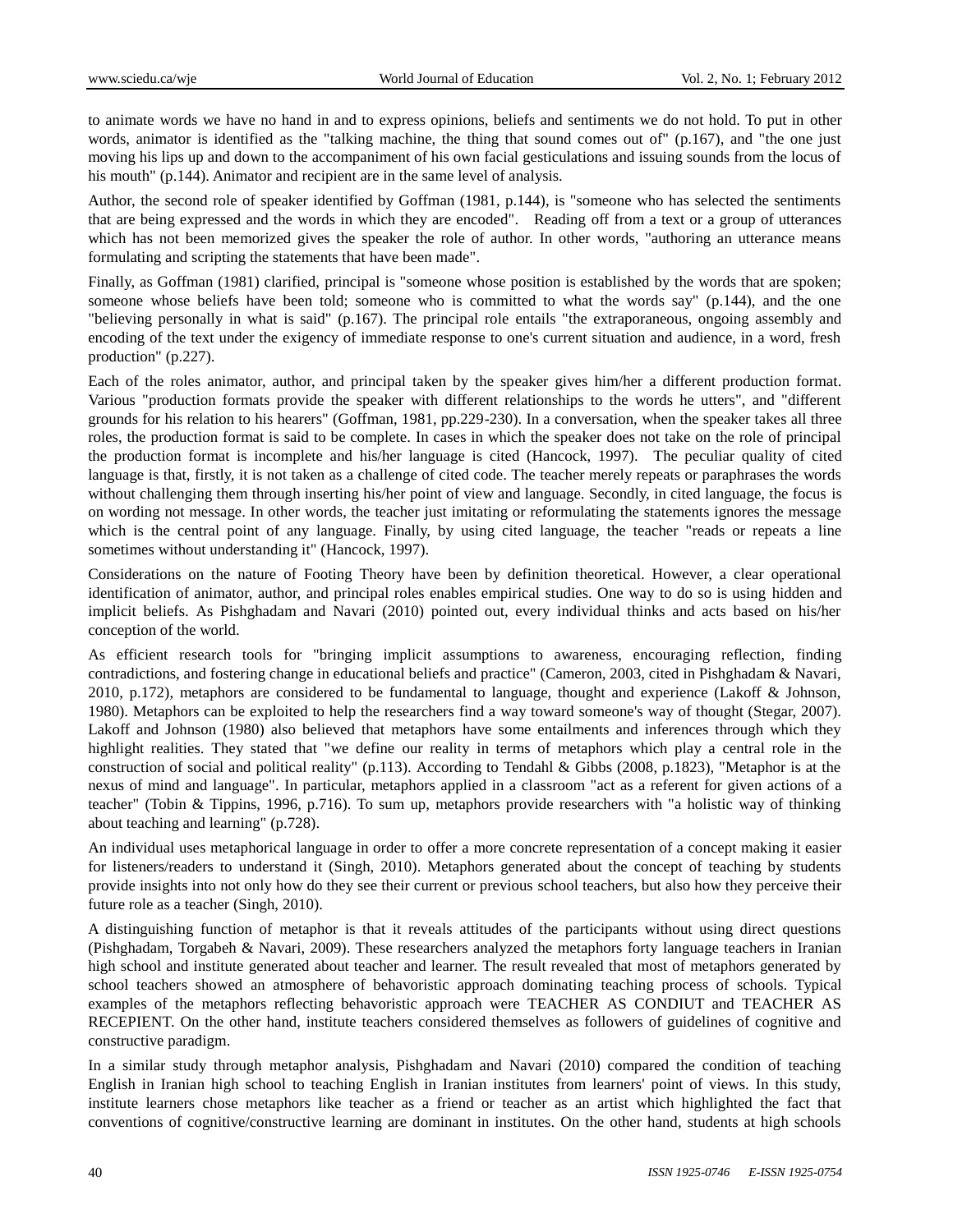to animate words we have no hand in and to express opinions, beliefs and sentiments we do not hold. To put in other words, animator is identified as the "talking machine, the thing that sound comes out of" (p.167), and "the one just moving his lips up and down to the accompaniment of his own facial gesticulations and issuing sounds from the locus of his mouth" (p.144). Animator and recipient are in the same level of analysis.

Author, the second role of speaker identified by Goffman (1981, p.144), is "someone who has selected the sentiments that are being expressed and the words in which they are encoded". Reading off from a text or a group of utterances which has not been memorized gives the speaker the role of author. In other words, "authoring an utterance means formulating and scripting the statements that have been made".

Finally, as Goffman (1981) clarified, principal is "someone whose position is established by the words that are spoken; someone whose beliefs have been told; someone who is committed to what the words say" (p.144), and the one "believing personally in what is said" (p.167). The principal role entails "the extraporaneous, ongoing assembly and encoding of the text under the exigency of immediate response to one's current situation and audience, in a word, fresh production" (p.227).

Each of the roles animator, author, and principal taken by the speaker gives him/her a different production format. Various "production formats provide the speaker with different relationships to the words he utters", and "different grounds for his relation to his hearers" (Goffman, 1981, pp.229-230). In a conversation, when the speaker takes all three roles, the production format is said to be complete. In cases in which the speaker does not take on the role of principal the production format is incomplete and his/her language is cited (Hancock, 1997). The peculiar quality of cited language is that, firstly, it is not taken as a challenge of cited code. The teacher merely repeats or paraphrases the words without challenging them through inserting his/her point of view and language. Secondly, in cited language, the focus is on wording not message. In other words, the teacher just imitating or reformulating the statements ignores the message which is the central point of any language. Finally, by using cited language, the teacher "reads or repeats a line sometimes without understanding it" (Hancock, 1997).

Considerations on the nature of Footing Theory have been by definition theoretical. However, a clear operational identification of animator, author, and principal roles enables empirical studies. One way to do so is using hidden and implicit beliefs. As Pishghadam and Navari (2010) pointed out, every individual thinks and acts based on his/her conception of the world.

As efficient research tools for "bringing implicit assumptions to awareness, encouraging reflection, finding contradictions, and fostering change in educational beliefs and practice" (Cameron, 2003, cited in Pishghadam & Navari, 2010, p.172), metaphors are considered to be fundamental to language, thought and experience (Lakoff & Johnson, 1980). Metaphors can be exploited to help the researchers find a way toward someone's way of thought (Stegar, 2007). Lakoff and Johnson (1980) also believed that metaphors have some entailments and inferences through which they highlight realities. They stated that "we define our reality in terms of metaphors which play a central role in the construction of social and political reality" (p.113). According to Tendahl & Gibbs (2008, p.1823), "Metaphor is at the nexus of mind and language". In particular, metaphors applied in a classroom "act as a referent for given actions of a teacher" (Tobin & Tippins, 1996, p.716). To sum up, metaphors provide researchers with "a holistic way of thinking about teaching and learning" (p.728).

An individual uses metaphorical language in order to offer a more concrete representation of a concept making it easier for listeners/readers to understand it (Singh, 2010). Metaphors generated about the concept of teaching by students provide insights into not only how do they see their current or previous school teachers, but also how they perceive their future role as a teacher (Singh, 2010).

A distinguishing function of metaphor is that it reveals attitudes of the participants without using direct questions (Pishghadam, Torgabeh & Navari, 2009). These researchers analyzed the metaphors forty language teachers in Iranian high school and institute generated about teacher and learner. The result revealed that most of metaphors generated by school teachers showed an atmosphere of behavoristic approach dominating teaching process of schools. Typical examples of the metaphors reflecting behavoristic approach were TEACHER AS CONDIUT and TEACHER AS RECEPIENT. On the other hand, institute teachers considered themselves as followers of guidelines of cognitive and constructive paradigm.

In a similar study through metaphor analysis, Pishghadam and Navari (2010) compared the condition of teaching English in Iranian high school to teaching English in Iranian institutes from learners' point of views. In this study, institute learners chose metaphors like teacher as a friend or teacher as an artist which highlighted the fact that conventions of cognitive/constructive learning are dominant in institutes. On the other hand, students at high schools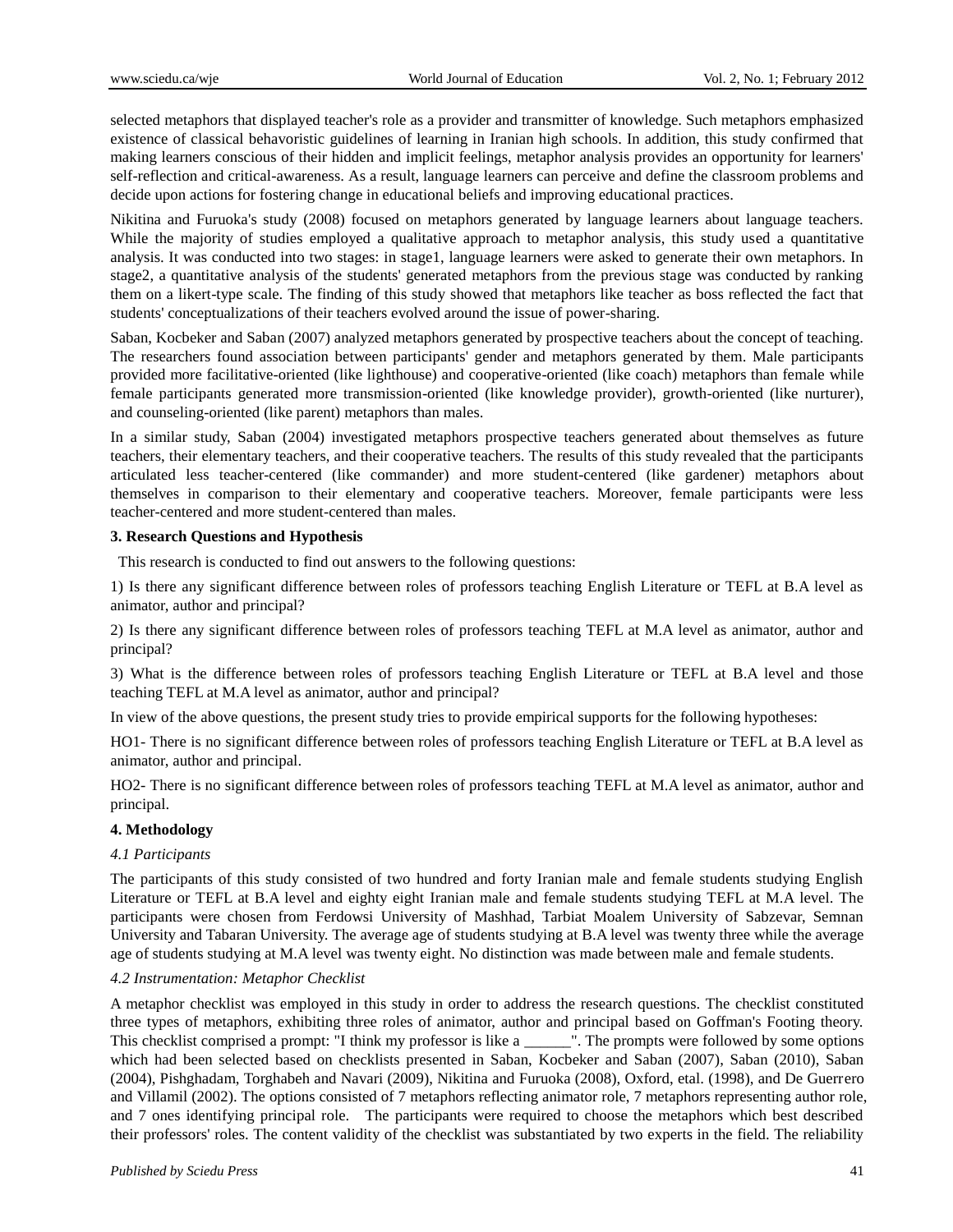selected metaphors that displayed teacher's role as a provider and transmitter of knowledge. Such metaphors emphasized existence of classical behavioristic guidelines of learning in Iranian high schools. In addition, this study confirmed that making learners conscious of their hidden and implicit feelings, metaphor analysis provides an opportunity for learners' self-reflection and critical-awareness. As a result, language learners can perceive and define the classroom problems and decide upon actions for fostering change in educational beliefs and improving educational practices.

Nikitina and Furuoka's study (2008) focused on metaphors generated by language learners about language teachers. While the majority of studies employed a qualitative approach to metaphor analysis, this study used a quantitative analysis. It was conducted into two stages: in stage1, language learners were asked to generate their own metaphors. In stage2, a quantitative analysis of the students' generated metaphors from the previous stage was conducted by ranking them on a likert-type scale. The finding of this study showed that metaphors like teacher as boss reflected the fact that students' conceptualizations of their teachers evolved around the issue of power-sharing.

Saban, Kocbeker and Saban (2007) analyzed metaphors generated by prospective teachers about the concept of teaching. The researchers found association between participants' gender and metaphors generated by them. Male participants provided more facilitative-oriented (like lighthouse) and cooperative-oriented (like coach) metaphors than female while female participants generated more transmission-oriented (like knowledge provider), growth-oriented (like nurturer), and counseling-oriented (like parent) metaphors than males.

In a similar study, Saban (2004) investigated metaphors prospective teachers generated about themselves as future teachers, their elementary teachers, and their cooperative teachers. The results of this study revealed that the participants articulated less teacher-centered (like commander) and more student-centered (like gardener) metaphors about themselves in comparison to their elementary and cooperative teachers. Moreover, female participants were less teacher-centered and more student-centered than males.

**3. Research Questions and Hypothesis**

This research is conducted to find out answers to the following questions:

1) Is there any significant difference between roles of professors teaching English Literature or TEFL at B.A level as animator, author and principal?

2) Is there any significant difference between roles of professors teaching TEFL at M.A level as animator, author and principal?

3) What is the difference between roles of professors teaching English Literature or TEFL at B.A level and those teaching TEFL at M.A level as animator, author and principal?

In view of the above questions, the present study tries to provide empirical supports for the following hypotheses:

HO1- There is no significant difference between roles of professors teaching English Literature or TEFL at B.A level as animator, author and principal.

HO2- There is no significant difference between roles of professors teaching TEFL at M.A level as animator, author and principal.

**4. Methodology**

*4.1 Participants*

The participants of this study consisted of two hundred and forty Iranian male and female students studying English Literature or TEFL at B.A level and eighty eight Iranian male and female students studying TEFL at M.A level. The participants were chosen from Ferdowsi University of Mashhad, Tarbiat Moalem University of Sabzevar, Semnan University and Tabaran University. The average age of students studying at B.A level was twenty three while the average age of students studying at M.A level was twenty eight. No distinction was made between male and female students.

*4.2 Instrumentation: Metaphor Checklist*

A metaphor checklist was employed in this study in order to address the research questions. The checklist constituted three types of metaphors, exhibiting three roles of animator, author and principal based on Goffman's Footing theory. This checklist comprised a prompt: "I think my professor is like a ______". The prompts were followed by some options which had been selected based on checklists presented in Saban, Kocbeker and Saban (2007), Saban (2010), Saban (2004), Pishghadam, Torghabeh and Navari (2009), Nikitina and Furuoka (2008), Oxford, etal. (1998), and De Guerrero and Villamil (2002). The options consisted of 7 metaphors reflecting animator role, 7 metaphors representing author role, and 7 ones identifying principal role. The participants were required to choose the metaphors which best described their professors' roles. The content validity of the checklist was substantiated by two experts in the field. The reliability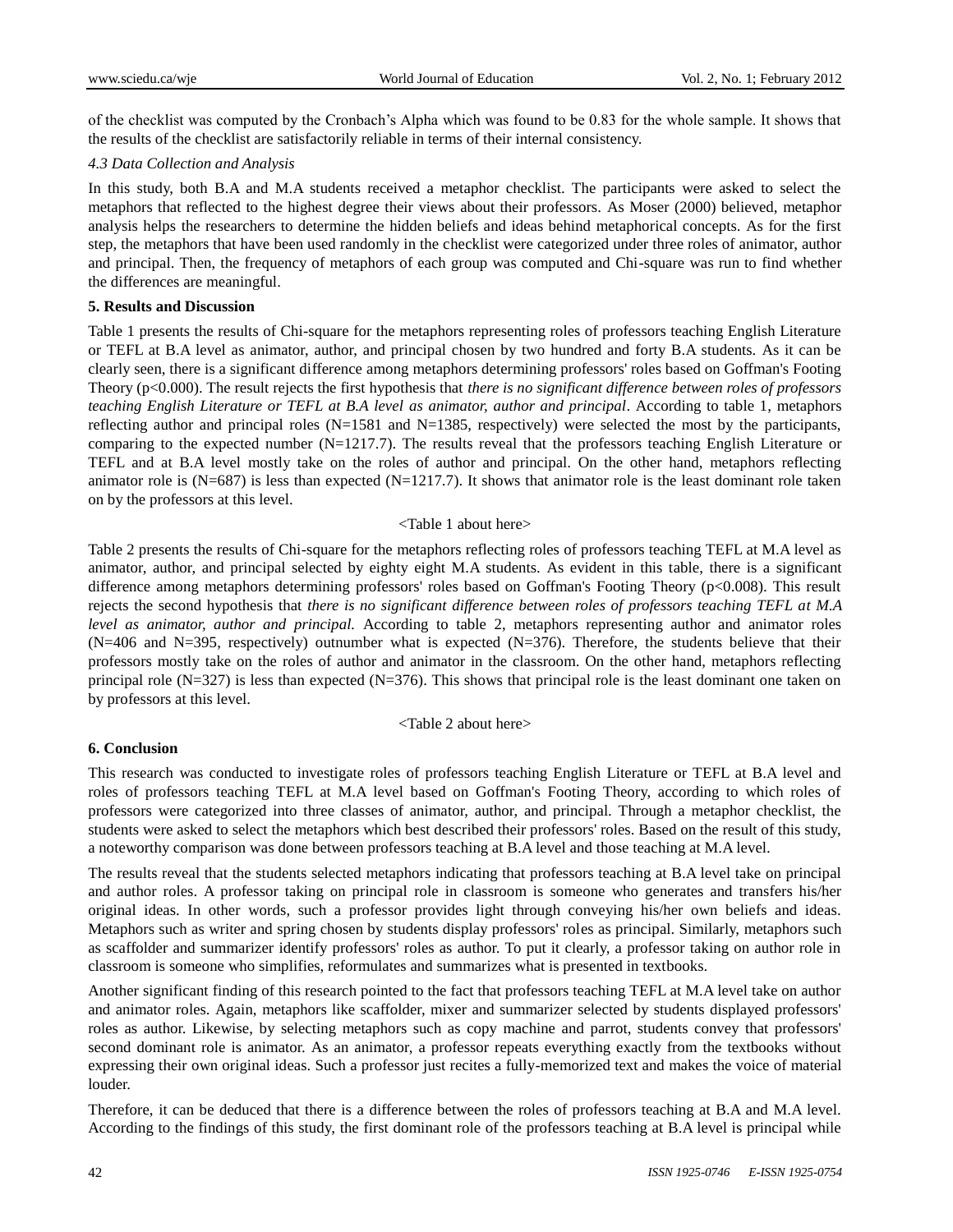of the checklist was computed by the Cronbach's Alpha which was found to be 0.83 for the whole sample. It shows that the results of the checklist are satisfactorily reliable in terms of their internal consistency.

*4.3 Data Collection and Analysis*

In this study, both B.A and M.A students received a metaphor checklist. The participants were asked to select the metaphors that reflected to the highest degree their views about their professors. As Moser (2000) believed, metaphor analysis helps the researchers to determine the hidden beliefs and ideas behind metaphorical concepts. As for the first step, the metaphors that have been used randomly in the checklist were categorized under three roles of animator, author and principal. Then, the frequency of metaphors of each group was computed and Chi-square was run to find whether the differences are meaningful.

**5. Results and Discussion**

Table 1 presents the results of Chi-square for the metaphors representing roles of professors teaching English Literature or TEFL at B.A level as animator, author, and principal chosen by two hundred and forty B.A students. As it can be clearly seen, there is a significant difference among metaphors determining professors' roles based on Goffman's Footing Theory ($p<0.000$). The result rejects the first hypothesis that *there is no significant difference between roles of professors teaching English Literature or TEFL at B.A level as animator, author and principal*. According to table 1, metaphors reflecting author and principal roles (N=1581 and N=1385, respectively) were selected the most by the participants, comparing to the expected number (N=1217.7). The results reveal that the professors teaching English Literature or TEFL and at B.A level mostly take on the roles of author and principal. On the other hand, metaphors reflecting animator role is (N=687) is less than expected (N=1217.7). It shows that animator role is the least dominant role taken on by the professors at this level.

<Table 1 about here>

Table 2 presents the results of Chi-square for the metaphors reflecting roles of professors teaching TEFL at M.A level as animator, author, and principal selected by eighty eight M.A students. As evident in this table, there is a significant difference among metaphors determining professors' roles based on Goffman's Footing Theory ($p<0.008$). This result rejects the second hypothesis that *there is no significant difference between roles of professors teaching TEFL at M.A level as animator, author and principal.* According to table 2, metaphors representing author and animator roles (N=406 and N=395, respectively) outnumber what is expected (N=376). Therefore, the students believe that their professors mostly take on the roles of author and animator in the classroom. On the other hand, metaphors reflecting principal role (N=327) is less than expected (N=376). This shows that principal role is the least dominant one taken on by professors at this level.

<Table 2 about here>

**6. Conclusion**

This research was conducted to investigate roles of professors teaching English Literature or TEFL at B.A level and roles of professors teaching TEFL at M.A level based on Goffman's Footing Theory, according to which roles of professors were categorized into three classes of animator, author, and principal. Through a metaphor checklist, the students were asked to select the metaphors which best described their professors' roles. Based on the result of this study, a noteworthy comparison was done between professors teaching at B.A level and those teaching at M.A level.

The results reveal that the students selected metaphors indicating that professors teaching at B.A level take on principal and author roles. A professor taking on principal role in classroom is someone who generates and transfers his/her original ideas. In other words, such a professor provides light through conveying his/her own beliefs and ideas. Metaphors such as writer and spring chosen by students display professors' roles as principal. Similarly, metaphors such as scaffolder and summarizer identify professors' roles as author. To put it clearly, a professor taking on author role in classroom is someone who simplifies, reformulates and summarizes what is presented in textbooks.

Another significant finding of this research pointed to the fact that professors teaching TEFL at M.A level take on author and animator roles. Again, metaphors like scaffolder, mixer and summarizer selected by students displayed professors' roles as author. Likewise, by selecting metaphors such as copy machine and parrot, students convey that professors' second dominant role is animator. As an animator, a professor repeats everything exactly from the textbooks without expressing their own original ideas. Such a professor just recites a fully-memorized text and makes the voice of material louder.

Therefore, it can be deduced that there is a difference between the roles of professors teaching at B.A and M.A level. According to the findings of this study, the first dominant role of the professors teaching at B.A level is principal while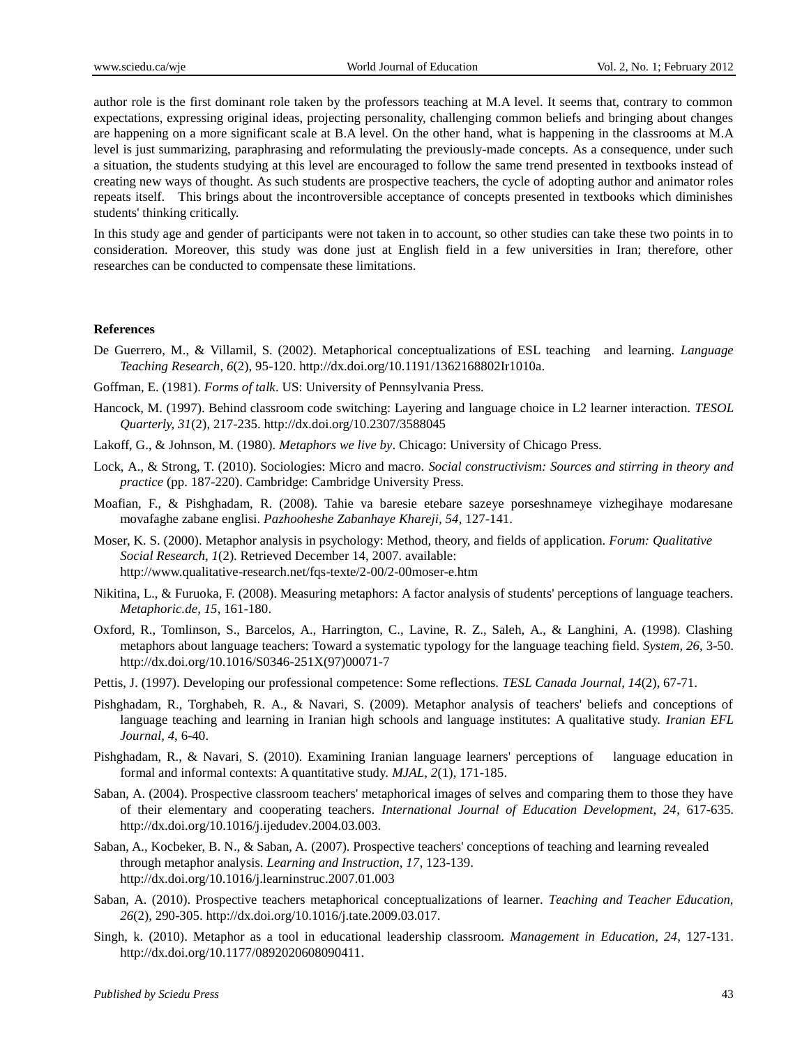author role is the first dominant role taken by the professors teaching at M.A level. It seems that, contrary to common expectations, expressing original ideas, projecting personality, challenging common beliefs and bringing about changes are happening on a more significant scale at B.A level. On the other hand, what is happening in the classrooms at M.A level is just summarizing, paraphrasing and reformulating the previously-made concepts. As a consequence, under such a situation, the students studying at this level are encouraged to follow the same trend presented in textbooks instead of creating new ways of thought. As such students are prospective teachers, the cycle of adopting author and animator roles repeats itself. This brings about the incontroversible acceptance of concepts presented in textbooks which diminishes students' thinking critically.

In this study age and gender of participants were not taken in to account, so other studies can take these two points in to consideration. Moreover, this study was done just at English field in a few universities in Iran; therefore, other researches can be conducted to compensate these limitations.

**References**

De Guerrero, M., & Villamil, S. (2002). Metaphorical conceptualizations of ESL teaching and learning. *Language Teaching Research, 6*(2), 95-120. http://dx.doi.org/10.1191/1362168802Ir1010a.

Goffman, E. (1981). *Forms of talk*. US: University of Pennsylvania Press.

Hancock, M. (1997). Behind classroom code switching: Layering and language choice in L2 learner interaction. *TESOL Quarterly, 31*(2), 217-235. http://dx.doi.org/10.2307/3588045

Lakoff, G., & Johnson, M. (1980). *Metaphors we live by*. Chicago: University of Chicago Press.

Lock, A., & Strong, T. (2010). Sociologies: Micro and macro. *Social constructivism: Sources and stirring in theory and practice* (pp. 187-220). Cambridge: Cambridge University Press.

Moafian, F., & Pishghadam, R. (2008). Tahie va baresie etebare sazeye porseshnameye vizhegihaye modaresane movafaghe zabane englisi. *Pazhooheshe Zabanhaye Khareji, 54*, 127-141.

Moser, K. S. (2000). Metaphor analysis in psychology: Method, theory, and fields of application. *Forum: Qualitative Social Research, 1*(2). Retrieved December 14, 2007. available: http://www.qualitative-research.net/fqs-texte/2-00/2-00moser-e.htm

Nikitina, L., & Furuoka, F. (2008). Measuring metaphors: A factor analysis of students' perceptions of language teachers. *Metaphoric.de, 15*, 161-180.

Oxford, R., Tomlinson, S., Barcelos, A., Harrington, C., Lavine, R. Z., Saleh, A., & Langhini, A. (1998). Clashing metaphors about language teachers: Toward a systematic typology for the language teaching field. *System, 26*, 3-50. http://dx.doi.org/10.1016/S0346-251X(97)00071-7

Pettis, J. (1997). Developing our professional competence: Some reflections. *TESL Canada Journal, 14*(2), 67-71.

Pishghadam, R., Torghabeh, R. A., & Navari, S. (2009). Metaphor analysis of teachers' beliefs and conceptions of language teaching and learning in Iranian high schools and language institutes: A qualitative study. *Iranian EFL Journal, 4*, 6-40.

Pishghadam, R., & Navari, S. (2010). Examining Iranian language learners' perceptions of language education in formal and informal contexts: A quantitative study. *MJAL, 2*(1), 171-185.

Saban, A. (2004). Prospective classroom teachers' metaphorical images of selves and comparing them to those they have of their elementary and cooperating teachers. *International Journal of Education Development, 24*, 617-635. http://dx.doi.org/10.1016/j.ijedudev.2004.03.003.

Saban, A., Kocbeker, B. N., & Saban, A. (2007). Prospective teachers' conceptions of teaching and learning revealed through metaphor analysis. *Learning and Instruction, 17*, 123-139. http://dx.doi.org/10.1016/j.learninstruc.2007.01.003

Saban, A. (2010). Prospective teachers metaphorical conceptualizations of learner. *Teaching and Teacher Education, 26*(2), 290-305. http://dx.doi.org/10.1016/j.tate.2009.03.017.

Singh, k. (2010). Metaphor as a tool in educational leadership classroom. *Management in Education, 24*, 127-131. http://dx.doi.org/10.1177/0892020608090411.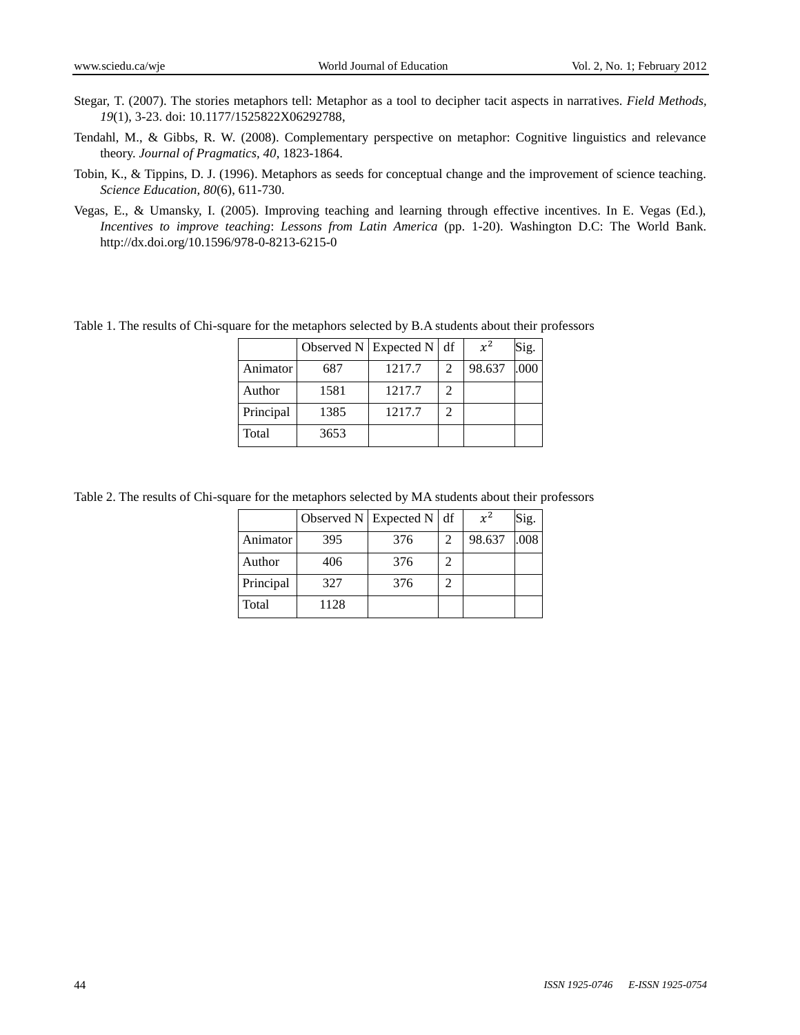Stegar, T. (2007). The stories metaphors tell: Metaphor as a tool to decipher tacit aspects in narratives. *Field Methods, 19*(1), 3-23. doi: 10.1177/1525822X06292788,

Tendahl, M., & Gibbs, R. W. (2008). Complementary perspective on metaphor: Cognitive linguistics and relevance theory. *Journal of Pragmatics, 40*, 1823-1864.

Tobin, K., & Tippins, D. J. (1996). Metaphors as seeds for conceptual change and the improvement of science teaching. *Science Education, 80*(6), 611-730.

Vegas, E., & Umansky, I. (2005). Improving teaching and learning through effective incentives. In E. Vegas (Ed.), *Incentives to improve teaching*: *Lessons from Latin America* (pp. 1-20). Washington D.C: The World Bank. http://dx.doi.org/10.1596/978-0-8213-6215-0

Table 1. The results of Chi-square for the metaphors selected by B.A students about their professors

| | Observed N | Expected N | df | $x^2$ | Sig. |
|---|---|---|---|---|---|
| Animator | 687 | 1217.7 | 2 | 98.637 | .000 |
| Author | 1581 | 1217.7 | 2 | | |
| Principal | 1385 | 1217.7 | 2 | | |
| Total | 3653 | | | | |

Table 2. The results of Chi-square for the metaphors selected by MA students about their professors

| | Observed N | Expected N | df | $x^2$ | Sig. |
|---|---|---|---|---|---|
| Animator | 395 | 376 | 2 | 98.637 | .008 |
| Author | 406 | 376 | 2 | | |
| Principal | 327 | 376 | 2 | | |
| Total | 1128 | | | | |